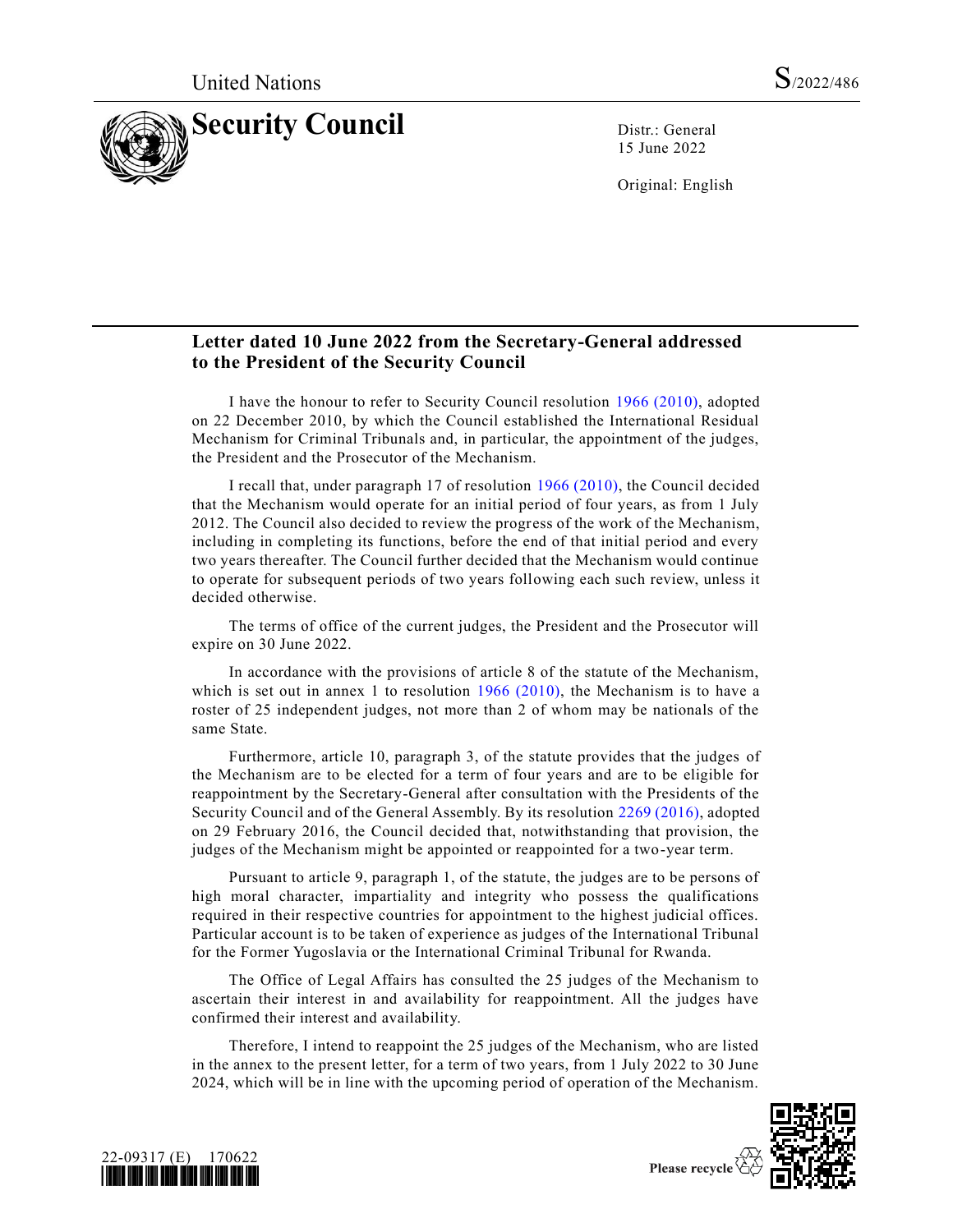United Nations S/2022/486

# Security Council

Distr.: General
15 June 2022

Original: English

## Letter dated 10 June 2022 from the Secretary-General addressed to the President of the Security Council

I have the honour to refer to Security Council resolution 1966 (2010), adopted on 22 December 2010, by which the Council established the International Residual Mechanism for Criminal Tribunals and, in particular, the appointment of the judges, the President and the Prosecutor of the Mechanism.

I recall that, under paragraph 17 of resolution 1966 (2010), the Council decided that the Mechanism would operate for an initial period of four years, as from 1 July 2012. The Council also decided to review the progress of the work of the Mechanism, including in completing its functions, before the end of that initial period and every two years thereafter. The Council further decided that the Mechanism would continue to operate for subsequent periods of two years following each such review, unless it decided otherwise.

The terms of office of the current judges, the President and the Prosecutor will expire on 30 June 2022.

In accordance with the provisions of article 8 of the statute of the Mechanism, which is set out in annex 1 to resolution 1966 (2010), the Mechanism is to have a roster of 25 independent judges, not more than 2 of whom may be nationals of the same State.

Furthermore, article 10, paragraph 3, of the statute provides that the judges of the Mechanism are to be elected for a term of four years and are to be eligible for reappointment by the Secretary-General after consultation with the Presidents of the Security Council and of the General Assembly. By its resolution 2269 (2016), adopted on 29 February 2016, the Council decided that, notwithstanding that provision, the judges of the Mechanism might be appointed or reappointed for a two-year term.

Pursuant to article 9, paragraph 1, of the statute, the judges are to be persons of high moral character, impartiality and integrity who possess the qualifications required in their respective countries for appointment to the highest judicial offices. Particular account is to be taken of experience as judges of the International Tribunal for the Former Yugoslavia or the International Criminal Tribunal for Rwanda.

The Office of Legal Affairs has consulted the 25 judges of the Mechanism to ascertain their interest in and availability for reappointment. All the judges have confirmed their interest and availability.

Therefore, I intend to reappoint the 25 judges of the Mechanism, who are listed in the annex to the present letter, for a term of two years, from 1 July 2022 to 30 June 2024, which will be in line with the upcoming period of operation of the Mechanism.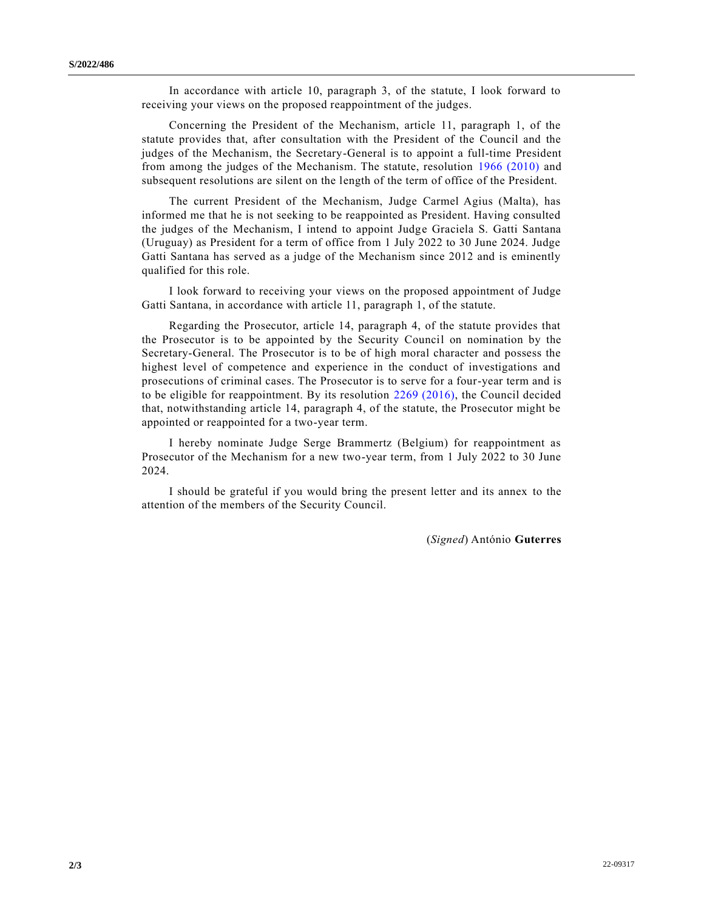In accordance with article 10, paragraph 3, of the statute, I look forward to receiving your views on the proposed reappointment of the judges.

Concerning the President of the Mechanism, article 11, paragraph 1, of the statute provides that, after consultation with the President of the Council and the judges of the Mechanism, the Secretary-General is to appoint a full-time President from among the judges of the Mechanism. The statute, resolution 1966 (2010) and subsequent resolutions are silent on the length of the term of office of the President.

The current President of the Mechanism, Judge Carmel Agius (Malta), has informed me that he is not seeking to be reappointed as President. Having consulted the judges of the Mechanism, I intend to appoint Judge Graciela S. Gatti Santana (Uruguay) as President for a term of office from 1 July 2022 to 30 June 2024. Judge Gatti Santana has served as a judge of the Mechanism since 2012 and is eminently qualified for this role.

I look forward to receiving your views on the proposed appointment of Judge Gatti Santana, in accordance with article 11, paragraph 1, of the statute.

Regarding the Prosecutor, article 14, paragraph 4, of the statute provides that the Prosecutor is to be appointed by the Security Council on nomination by the Secretary-General. The Prosecutor is to be of high moral character and possess the highest level of competence and experience in the conduct of investigations and prosecutions of criminal cases. The Prosecutor is to serve for a four-year term and is to be eligible for reappointment. By its resolution 2269 (2016), the Council decided that, notwithstanding article 14, paragraph 4, of the statute, the Prosecutor might be appointed or reappointed for a two-year term.

I hereby nominate Judge Serge Brammertz (Belgium) for reappointment as Prosecutor of the Mechanism for a new two-year term, from 1 July 2022 to 30 June 2024.

I should be grateful if you would bring the present letter and its annex to the attention of the members of the Security Council.

(*Signed*) António **Guterres**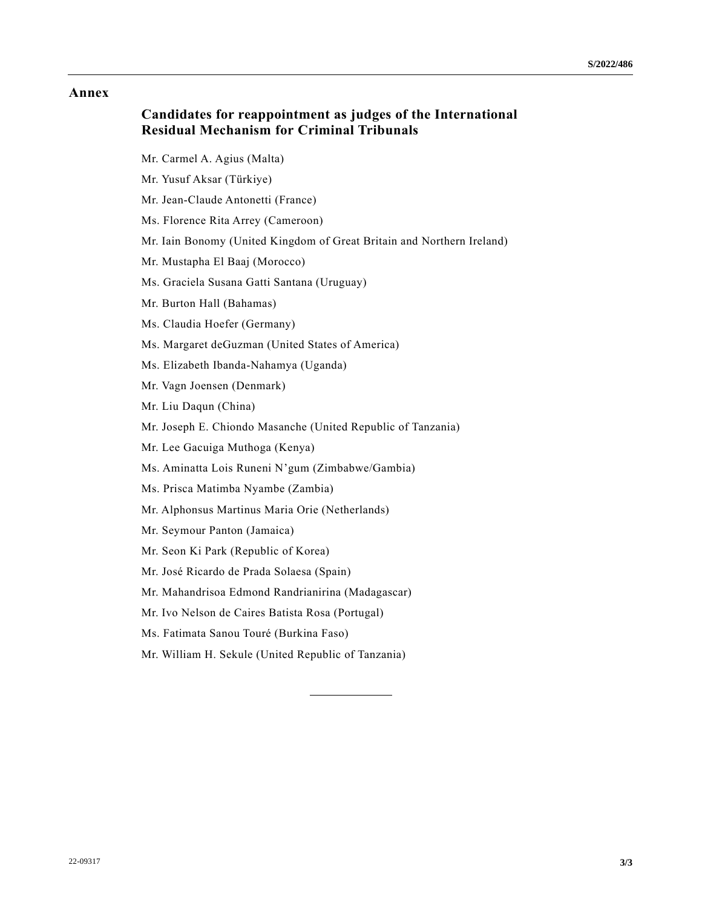# Annex

## Candidates for reappointment as judges of the International Residual Mechanism for Criminal Tribunals

Mr. Carmel A. Agius (Malta)

Mr. Yusuf Aksar (Türkiye)

Mr. Jean-Claude Antonetti (France)

Ms. Florence Rita Arrey (Cameroon)

Mr. Iain Bonomy (United Kingdom of Great Britain and Northern Ireland)

Mr. Mustapha El Baaj (Morocco)

Ms. Graciela Susana Gatti Santana (Uruguay)

Mr. Burton Hall (Bahamas)

Ms. Claudia Hoefer (Germany)

Ms. Margaret deGuzman (United States of America)

Ms. Elizabeth Ibanda-Nahamya (Uganda)

Mr. Vagn Joensen (Denmark)

Mr. Liu Daqun (China)

Mr. Joseph E. Chiondo Masanche (United Republic of Tanzania)

Mr. Lee Gacuiga Muthoga (Kenya)

Ms. Aminatta Lois Runeni N'gum (Zimbabwe/Gambia)

Ms. Prisca Matimba Nyambe (Zambia)

Mr. Alphonsus Martinus Maria Orie (Netherlands)

Mr. Seymour Panton (Jamaica)

Mr. Seon Ki Park (Republic of Korea)

Mr. José Ricardo de Prada Solaesa (Spain)

Mr. Mahandrisoa Edmond Randrianirina (Madagascar)

Mr. Ivo Nelson de Caires Batista Rosa (Portugal)

Ms. Fatimata Sanou Touré (Burkina Faso)

Mr. William H. Sekule (United Republic of Tanzania)